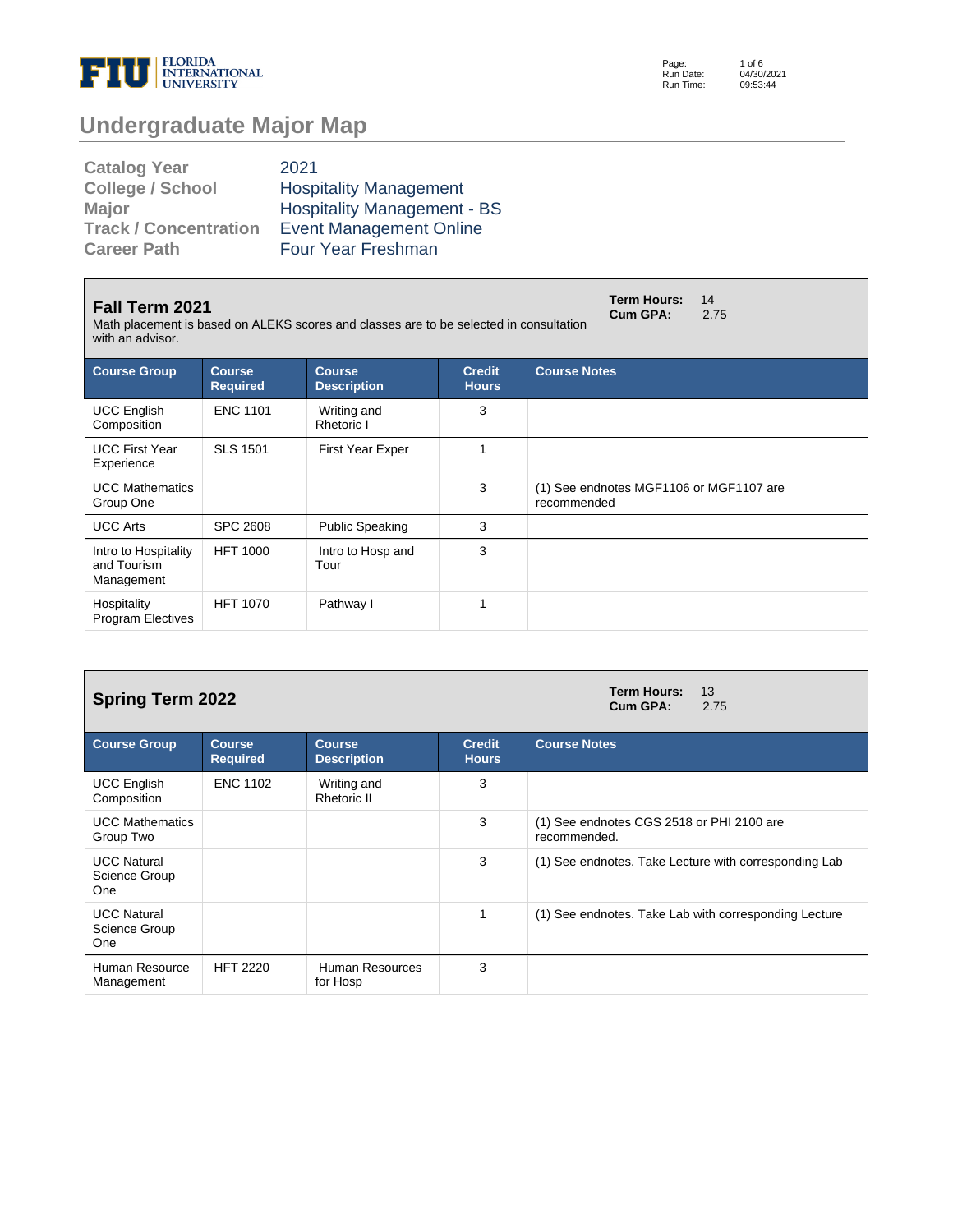# Undergraduate Major Map

| | |
|---|---|
| **Catalog Year** | 2021 |
| **College / School** | Hospitality Management |
| **Major** | Hospitality Management - BS |
| **Track / Concentration** | Event Management Online |
| **Career Path** | Four Year Freshman |

## Fall Term 2021

Math placement is based on ALEKS scores and classes are to be selected in consultation with an advisor.

**Term Hours:** 14
**Cum GPA:** 2.75

| Course Group | Course Required | Course Description | Credit Hours | Course Notes |
|---|---|---|---|---|
| UCC English Composition | ENC 1101 | Writing and Rhetoric I | 3 | |
| UCC First Year Experience | SLS 1501 | First Year Exper | 1 | |
| UCC Mathematics Group One | | | 3 | (1) See endnotes MGF1106 or MGF1107 are recommended |
| UCC Arts | SPC 2608 | Public Speaking | 3 | |
| Intro to Hospitality and Tourism Management | HFT 1000 | Intro to Hosp and Tour | 3 | |
| Hospitality Program Electives | HFT 1070 | Pathway I | 1 | |

## Spring Term 2022

**Term Hours:** 13
**Cum GPA:** 2.75

| Course Group | Course Required | Course Description | Credit Hours | Course Notes |
|---|---|---|---|---|
| UCC English Composition | ENC 1102 | Writing and Rhetoric II | 3 | |
| UCC Mathematics Group Two | | | 3 | (1) See endnotes CGS 2518 or PHI 2100 are recommended. |
| UCC Natural Science Group One | | | 3 | (1) See endnotes. Take Lecture with corresponding Lab |
| UCC Natural Science Group One | | | 1 | (1) See endnotes. Take Lab with corresponding Lecture |
| Human Resource Management | HFT 2220 | Human Resources for Hosp | 3 | |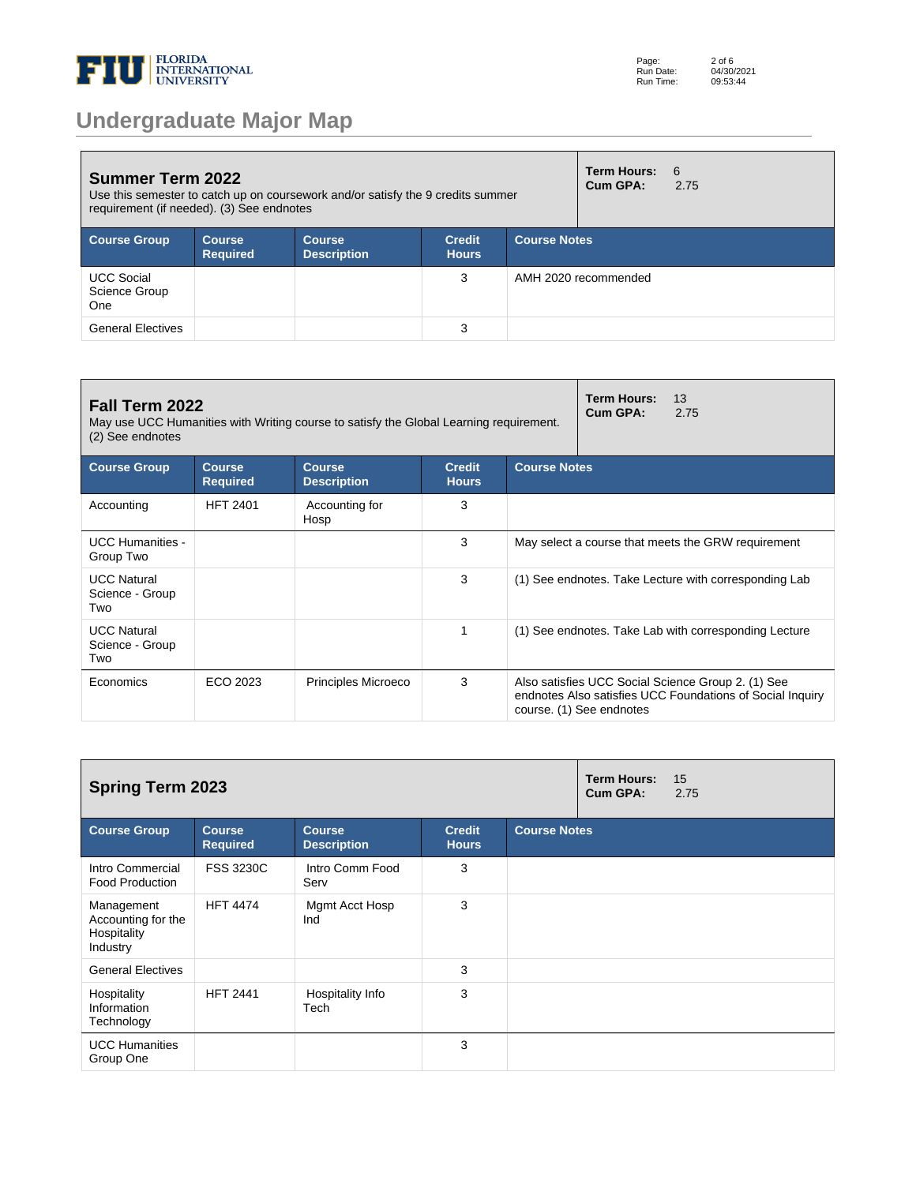# Undergraduate Major Map

## Summer Term 2022

Use this semester to catch up on coursework and/or satisfy the 9 credits summer requirement (if needed). (3) See endnotes

**Term Hours:** 6
**Cum GPA:** 2.75

| Course Group | Course Required | Course Description | Credit Hours | Course Notes |
|---|---|---|---|---|
| UCC Social Science Group One | | | 3 | AMH 2020 recommended |
| General Electives | | | 3 | |

## Fall Term 2022

May use UCC Humanities with Writing course to satisfy the Global Learning requirement. (2) See endnotes

**Term Hours:** 13
**Cum GPA:** 2.75

| Course Group | Course Required | Course Description | Credit Hours | Course Notes |
|---|---|---|---|---|
| Accounting | HFT 2401 | Accounting for Hosp | 3 | |
| UCC Humanities - Group Two | | | 3 | May select a course that meets the GRW requirement |
| UCC Natural Science - Group Two | | | 3 | (1) See endnotes. Take Lecture with corresponding Lab |
| UCC Natural Science - Group Two | | | 1 | (1) See endnotes. Take Lab with corresponding Lecture |
| Economics | ECO 2023 | Principles Microeco | 3 | Also satisfies UCC Social Science Group 2. (1) See endnotes Also satisfies UCC Foundations of Social Inquiry course. (1) See endnotes |

## Spring Term 2023

**Term Hours:** 15
**Cum GPA:** 2.75

| Course Group | Course Required | Course Description | Credit Hours | Course Notes |
|---|---|---|---|---|
| Intro Commercial Food Production | FSS 3230C | Intro Comm Food Serv | 3 | |
| Management Accounting for the Hospitality Industry | HFT 4474 | Mgmt Acct Hosp Ind | 3 | |
| General Electives | | | 3 | |
| Hospitality Information Technology | HFT 2441 | Hospitality Info Tech | 3 | |
| UCC Humanities Group One | | | 3 | |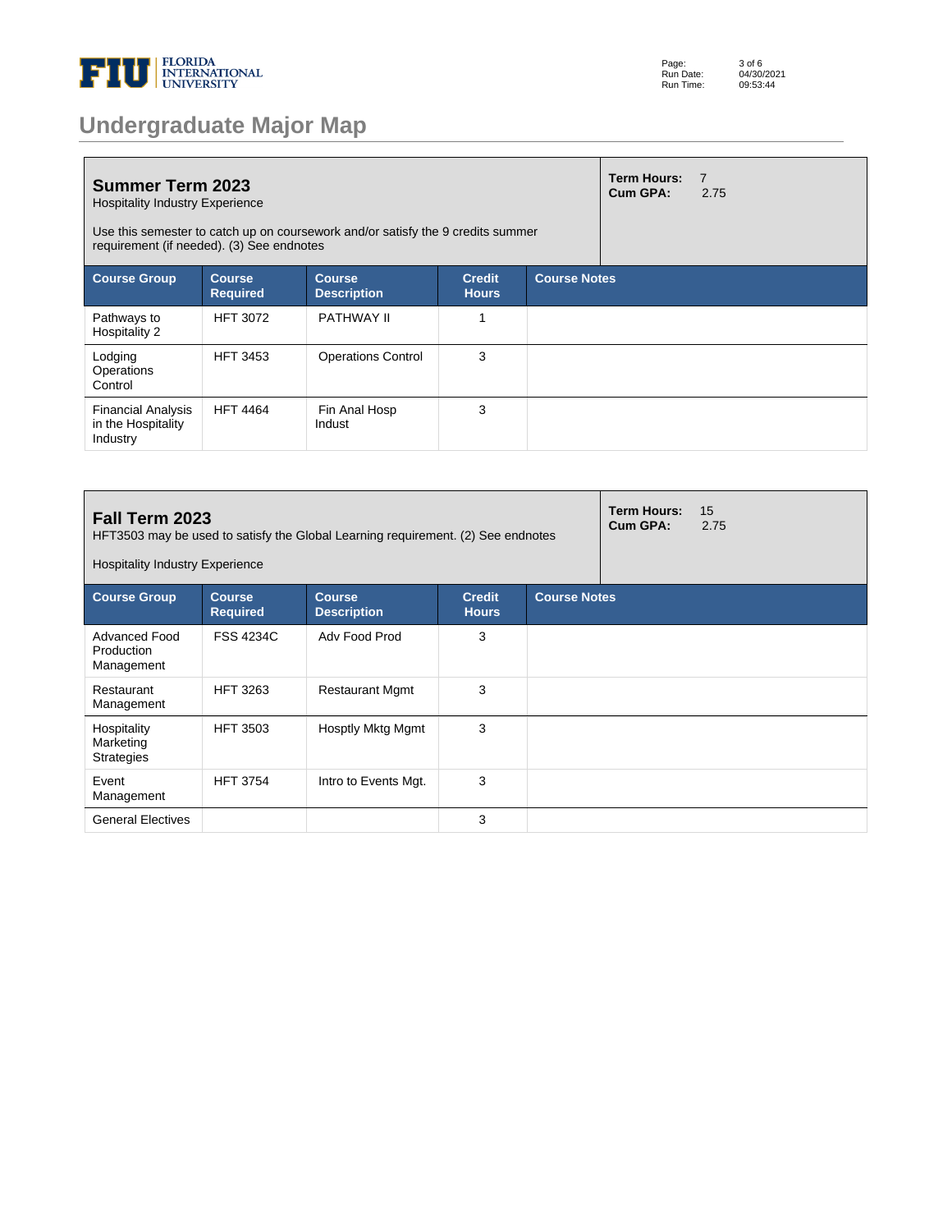# Undergraduate Major Map

## Summer Term 2023

Hospitality Industry Experience

Use this semester to catch up on coursework and/or satisfy the 9 credits summer requirement (if needed). (3) See endnotes

**Term Hours:** 7
**Cum GPA:** 2.75

| Course Group | Course Required | Course Description | Credit Hours | Course Notes |
|---|---|---|---|---|
| Pathways to Hospitality 2 | HFT 3072 | PATHWAY II | 1 | |
| Lodging Operations Control | HFT 3453 | Operations Control | 3 | |
| Financial Analysis in the Hospitality Industry | HFT 4464 | Fin Anal Hosp Indust | 3 | |

## Fall Term 2023

HFT3503 may be used to satisfy the Global Learning requirement. (2) See endnotes

Hospitality Industry Experience

**Term Hours:** 15
**Cum GPA:** 2.75

| Course Group | Course Required | Course Description | Credit Hours | Course Notes |
|---|---|---|---|---|
| Advanced Food Production Management | FSS 4234C | Adv Food Prod | 3 | |
| Restaurant Management | HFT 3263 | Restaurant Mgmt | 3 | |
| Hospitality Marketing Strategies | HFT 3503 | Hosptly Mktg Mgmt | 3 | |
| Event Management | HFT 3754 | Intro to Events Mgt. | 3 | |
| General Electives | | | 3 | |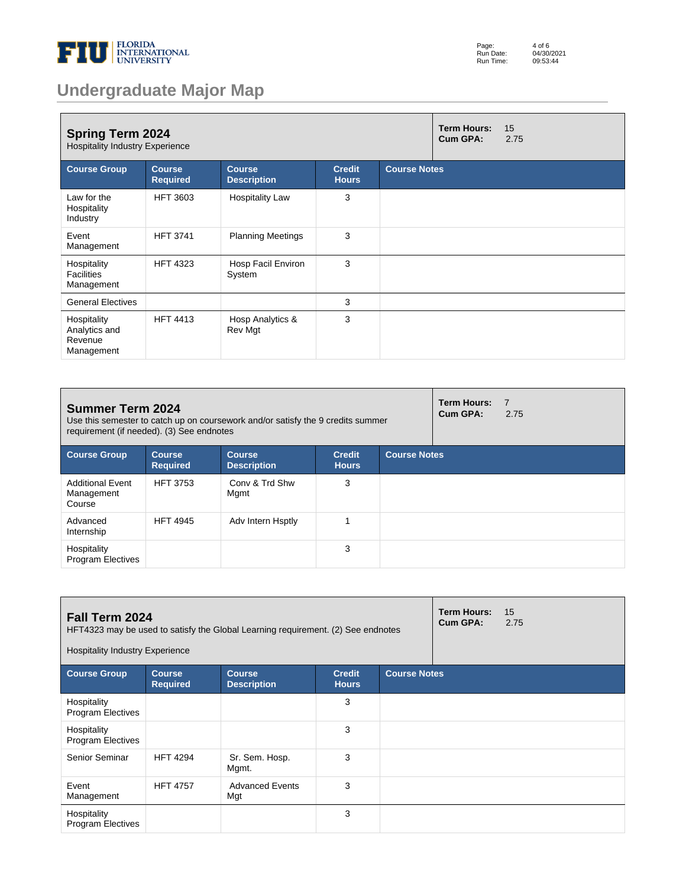# Undergraduate Major Map

## Spring Term 2024

Hospitality Industry Experience

**Term Hours:** 15
**Cum GPA:** 2.75

| Course Group | Course Required | Course Description | Credit Hours | Course Notes |
|---|---|---|---|---|
| Law for the Hospitality Industry | HFT 3603 | Hospitality Law | 3 | |
| Event Management | HFT 3741 | Planning Meetings | 3 | |
| Hospitality Facilities Management | HFT 4323 | Hosp Facil Environ System | 3 | |
| General Electives | | | 3 | |
| Hospitality Analytics and Revenue Management | HFT 4413 | Hosp Analytics & Rev Mgt | 3 | |

## Summer Term 2024

Use this semester to catch up on coursework and/or satisfy the 9 credits summer requirement (if needed). (3) See endnotes

**Term Hours:** 7
**Cum GPA:** 2.75

| Course Group | Course Required | Course Description | Credit Hours | Course Notes |
|---|---|---|---|---|
| Additional Event Management Course | HFT 3753 | Conv & Trd Shw Mgmt | 3 | |
| Advanced Internship | HFT 4945 | Adv Intern Hsptly | 1 | |
| Hospitality Program Electives | | | 3 | |

## Fall Term 2024

HFT4323 may be used to satisfy the Global Learning requirement. (2) See endnotes

Hospitality Industry Experience

**Term Hours:** 15
**Cum GPA:** 2.75

| Course Group | Course Required | Course Description | Credit Hours | Course Notes |
|---|---|---|---|---|
| Hospitality Program Electives | | | 3 | |
| Hospitality Program Electives | | | 3 | |
| Senior Seminar | HFT 4294 | Sr. Sem. Hosp. Mgmt. | 3 | |
| Event Management | HFT 4757 | Advanced Events Mgt | 3 | |
| Hospitality Program Electives | | | 3 | |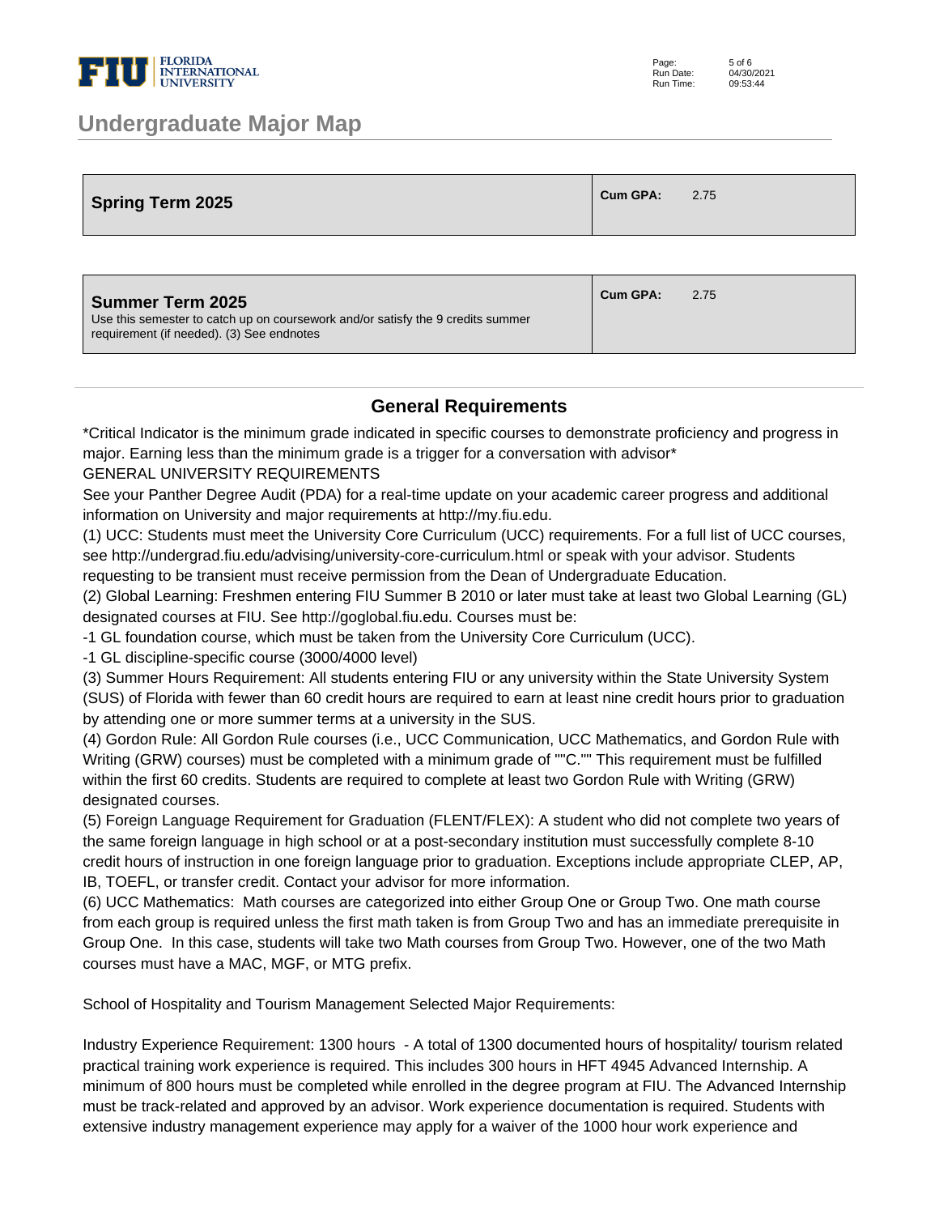| Spring Term 2025 | Cum GPA: 2.75 |
| --- | --- |

| Summer Term 2025<br>Use this semester to catch up on coursework and/or satisfy the 9 credits summer requirement (if needed). (3) See endnotes | Cum GPA: 2.75 |
| --- | --- |

## General Requirements

*Critical Indicator is the minimum grade indicated in specific courses to demonstrate proficiency and progress in major. Earning less than the minimum grade is a trigger for a conversation with advisor*

GENERAL UNIVERSITY REQUIREMENTS

See your Panther Degree Audit (PDA) for a real-time update on your academic career progress and additional information on University and major requirements at http://my.fiu.edu.

(1) UCC: Students must meet the University Core Curriculum (UCC) requirements. For a full list of UCC courses, see http://undergrad.fiu.edu/advising/university-core-curriculum.html or speak with your advisor. Students requesting to be transient must receive permission from the Dean of Undergraduate Education.

(2) Global Learning: Freshmen entering FIU Summer B 2010 or later must take at least two Global Learning (GL) designated courses at FIU. See http://goglobal.fiu.edu. Courses must be:

-1 GL foundation course, which must be taken from the University Core Curriculum (UCC).

-1 GL discipline-specific course (3000/4000 level)

(3) Summer Hours Requirement: All students entering FIU or any university within the State University System (SUS) of Florida with fewer than 60 credit hours are required to earn at least nine credit hours prior to graduation by attending one or more summer terms at a university in the SUS.

(4) Gordon Rule: All Gordon Rule courses (i.e., UCC Communication, UCC Mathematics, and Gordon Rule with Writing (GRW) courses) must be completed with a minimum grade of ""C."" This requirement must be fulfilled within the first 60 credits. Students are required to complete at least two Gordon Rule with Writing (GRW) designated courses.

(5) Foreign Language Requirement for Graduation (FLENT/FLEX): A student who did not complete two years of the same foreign language in high school or at a post-secondary institution must successfully complete 8-10 credit hours of instruction in one foreign language prior to graduation. Exceptions include appropriate CLEP, AP, IB, TOEFL, or transfer credit. Contact your advisor for more information.

(6) UCC Mathematics: Math courses are categorized into either Group One or Group Two. One math course from each group is required unless the first math taken is from Group Two and has an immediate prerequisite in Group One. In this case, students will take two Math courses from Group Two. However, one of the two Math courses must have a MAC, MGF, or MTG prefix.

School of Hospitality and Tourism Management Selected Major Requirements:

Industry Experience Requirement: 1300 hours - A total of 1300 documented hours of hospitality/ tourism related practical training work experience is required. This includes 300 hours in HFT 4945 Advanced Internship. A minimum of 800 hours must be completed while enrolled in the degree program at FIU. The Advanced Internship must be track-related and approved by an advisor. Work experience documentation is required. Students with extensive industry management experience may apply for a waiver of the 1000 hour work experience and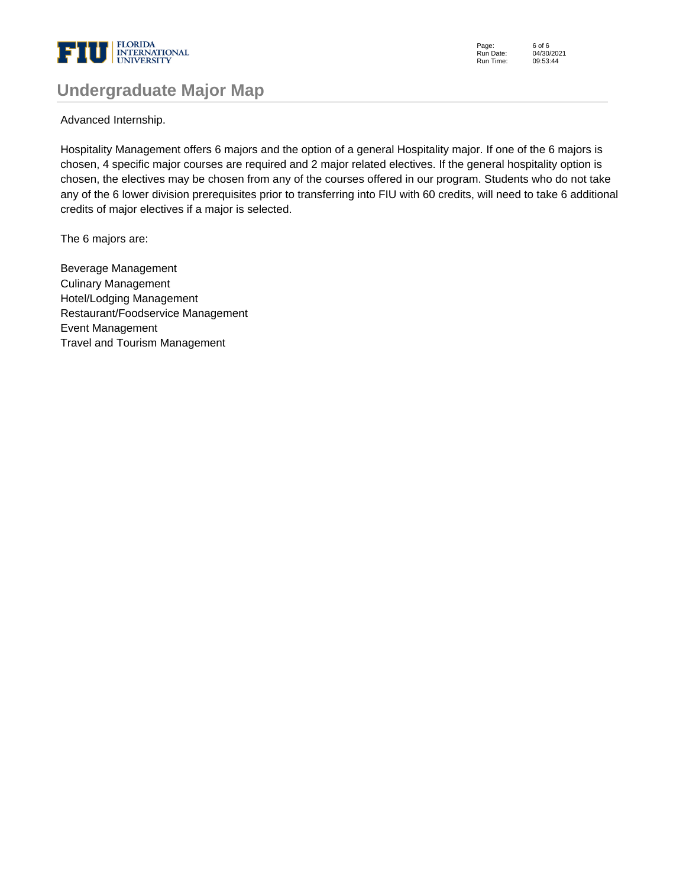Advanced Internship.

Hospitality Management offers 6 majors and the option of a general Hospitality major. If one of the 6 majors is chosen, 4 specific major courses are required and 2 major related electives. If the general hospitality option is chosen, the electives may be chosen from any of the courses offered in our program. Students who do not take any of the 6 lower division prerequisites prior to transferring into FIU with 60 credits, will need to take 6 additional credits of major electives if a major is selected.

The 6 majors are:

Beverage Management
Culinary Management
Hotel/Lodging Management
Restaurant/Foodservice Management
Event Management
Travel and Tourism Management